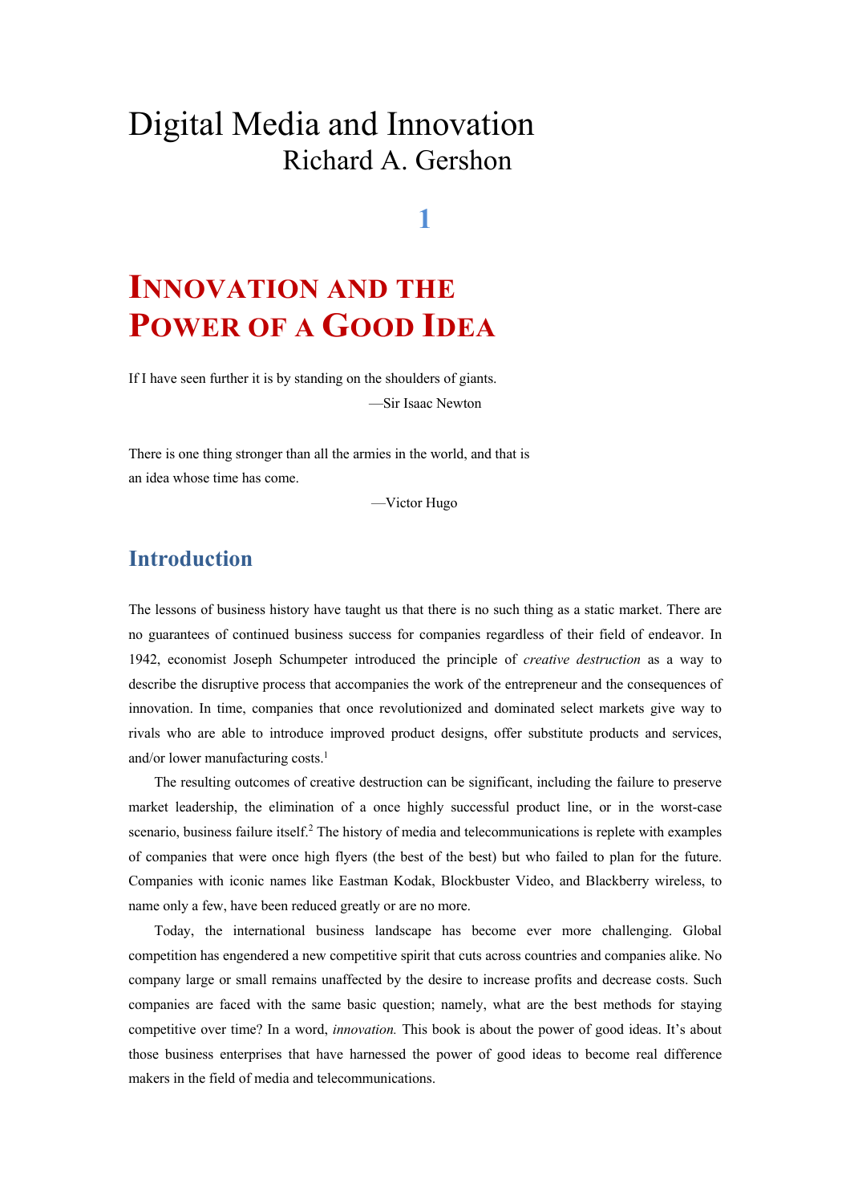# Digital Media and Innovation

Richard A. Gershon

1

# INNOVATION AND THE POWER OF A GOOD IDEA

If I have seen further it is by standing on the shoulders of giants.

—Sir Isaac Newton

There is one thing stronger than all the armies in the world, and that is an idea whose time has come.

—Victor Hugo

## Introduction

The lessons of business history have taught us that there is no such thing as a static market. There are no guarantees of continued business success for companies regardless of their field of endeavor. In 1942, economist Joseph Schumpeter introduced the principle of *creative destruction* as a way to describe the disruptive process that accompanies the work of the entrepreneur and the consequences of innovation. In time, companies that once revolutionized and dominated select markets give way to rivals who are able to introduce improved product designs, offer substitute products and services, and/or lower manufacturing costs.[1]

The resulting outcomes of creative destruction can be significant, including the failure to preserve market leadership, the elimination of a once highly successful product line, or in the worst-case scenario, business failure itself.[2] The history of media and telecommunications is replete with examples of companies that were once high flyers (the best of the best) but who failed to plan for the future. Companies with iconic names like Eastman Kodak, Blockbuster Video, and Blackberry wireless, to name only a few, have been reduced greatly or are no more.

Today, the international business landscape has become ever more challenging. Global competition has engendered a new competitive spirit that cuts across countries and companies alike. No company large or small remains unaffected by the desire to increase profits and decrease costs. Such companies are faced with the same basic question; namely, what are the best methods for staying competitive over time? In a word, *innovation.* This book is about the power of good ideas. It's about those business enterprises that have harnessed the power of good ideas to become real difference makers in the field of media and telecommunications.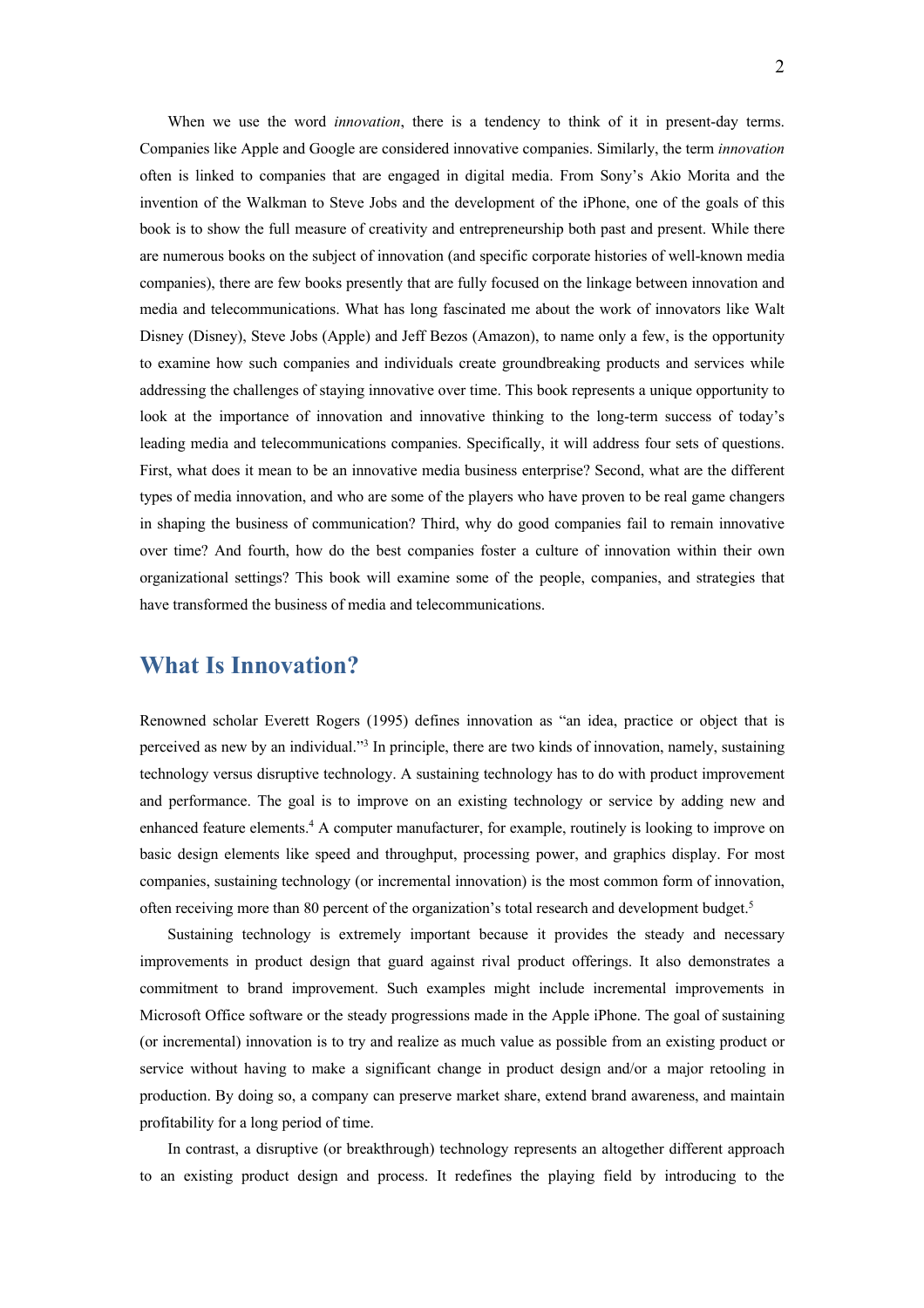When we use the word *innovation*, there is a tendency to think of it in present-day terms. Companies like Apple and Google are considered innovative companies. Similarly, the term *innovation* often is linked to companies that are engaged in digital media. From Sony's Akio Morita and the invention of the Walkman to Steve Jobs and the development of the iPhone, one of the goals of this book is to show the full measure of creativity and entrepreneurship both past and present. While there are numerous books on the subject of innovation (and specific corporate histories of well-known media companies), there are few books presently that are fully focused on the linkage between innovation and media and telecommunications. What has long fascinated me about the work of innovators like Walt Disney (Disney), Steve Jobs (Apple) and Jeff Bezos (Amazon), to name only a few, is the opportunity to examine how such companies and individuals create groundbreaking products and services while addressing the challenges of staying innovative over time. This book represents a unique opportunity to look at the importance of innovation and innovative thinking to the long-term success of today's leading media and telecommunications companies. Specifically, it will address four sets of questions. First, what does it mean to be an innovative media business enterprise? Second, what are the different types of media innovation, and who are some of the players who have proven to be real game changers in shaping the business of communication? Third, why do good companies fail to remain innovative over time? And fourth, how do the best companies foster a culture of innovation within their own organizational settings? This book will examine some of the people, companies, and strategies that have transformed the business of media and telecommunications.

## What Is Innovation?

Renowned scholar Everett Rogers (1995) defines innovation as "an idea, practice or object that is perceived as new by an individual."[3] In principle, there are two kinds of innovation, namely, sustaining technology versus disruptive technology. A sustaining technology has to do with product improvement and performance. The goal is to improve on an existing technology or service by adding new and enhanced feature elements.[4] A computer manufacturer, for example, routinely is looking to improve on basic design elements like speed and throughput, processing power, and graphics display. For most companies, sustaining technology (or incremental innovation) is the most common form of innovation, often receiving more than 80 percent of the organization's total research and development budget.[5]

Sustaining technology is extremely important because it provides the steady and necessary improvements in product design that guard against rival product offerings. It also demonstrates a commitment to brand improvement. Such examples might include incremental improvements in Microsoft Office software or the steady progressions made in the Apple iPhone. The goal of sustaining (or incremental) innovation is to try and realize as much value as possible from an existing product or service without having to make a significant change in product design and/or a major retooling in production. By doing so, a company can preserve market share, extend brand awareness, and maintain profitability for a long period of time.

In contrast, a disruptive (or breakthrough) technology represents an altogether different approach to an existing product design and process. It redefines the playing field by introducing to the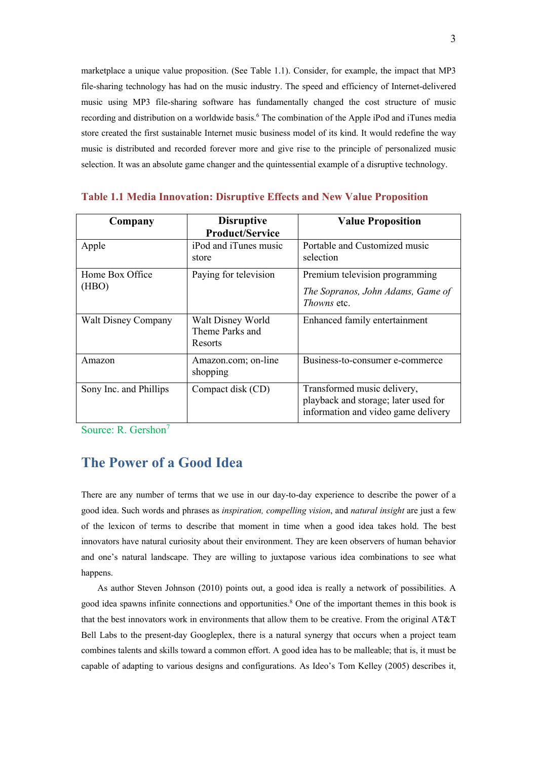marketplace a unique value proposition. (See Table 1.1). Consider, for example, the impact that MP3 file-sharing technology has had on the music industry. The speed and efficiency of Internet-delivered music using MP3 file-sharing software has fundamentally changed the cost structure of music recording and distribution on a worldwide basis.[6] The combination of the Apple iPod and iTunes media store created the first sustainable Internet music business model of its kind. It would redefine the way music is distributed and recorded forever more and give rise to the principle of personalized music selection. It was an absolute game changer and the quintessential example of a disruptive technology.

**Table 1.1 Media Innovation: Disruptive Effects and New Value Proposition**

| Company | Disruptive Product/Service | Value Proposition |
|---|---|---|
| Apple | iPod and iTunes music store | Portable and Customized music selection |
| Home Box Office (HBO) | Paying for television | Premium television programming *The Sopranos, John Adams, Game of Thowns* etc. |
| Walt Disney Company | Walt Disney World Theme Parks and Resorts | Enhanced family entertainment |
| Amazon | Amazon.com; on-line shopping | Business-to-consumer e-commerce |
| Sony Inc. and Phillips | Compact disk (CD) | Transformed music delivery, playback and storage; later used for information and video game delivery |

Source: R. Gershon[7]

## The Power of a Good Idea

There are any number of terms that we use in our day-to-day experience to describe the power of a good idea. Such words and phrases as *inspiration, compelling vision*, and *natural insight* are just a few of the lexicon of terms to describe that moment in time when a good idea takes hold. The best innovators have natural curiosity about their environment. They are keen observers of human behavior and one's natural landscape. They are willing to juxtapose various idea combinations to see what happens.

As author Steven Johnson (2010) points out, a good idea is really a network of possibilities. A good idea spawns infinite connections and opportunities.[8] One of the important themes in this book is that the best innovators work in environments that allow them to be creative. From the original AT&T Bell Labs to the present-day Googleplex, there is a natural synergy that occurs when a project team combines talents and skills toward a common effort. A good idea has to be malleable; that is, it must be capable of adapting to various designs and configurations. As Ideo's Tom Kelley (2005) describes it,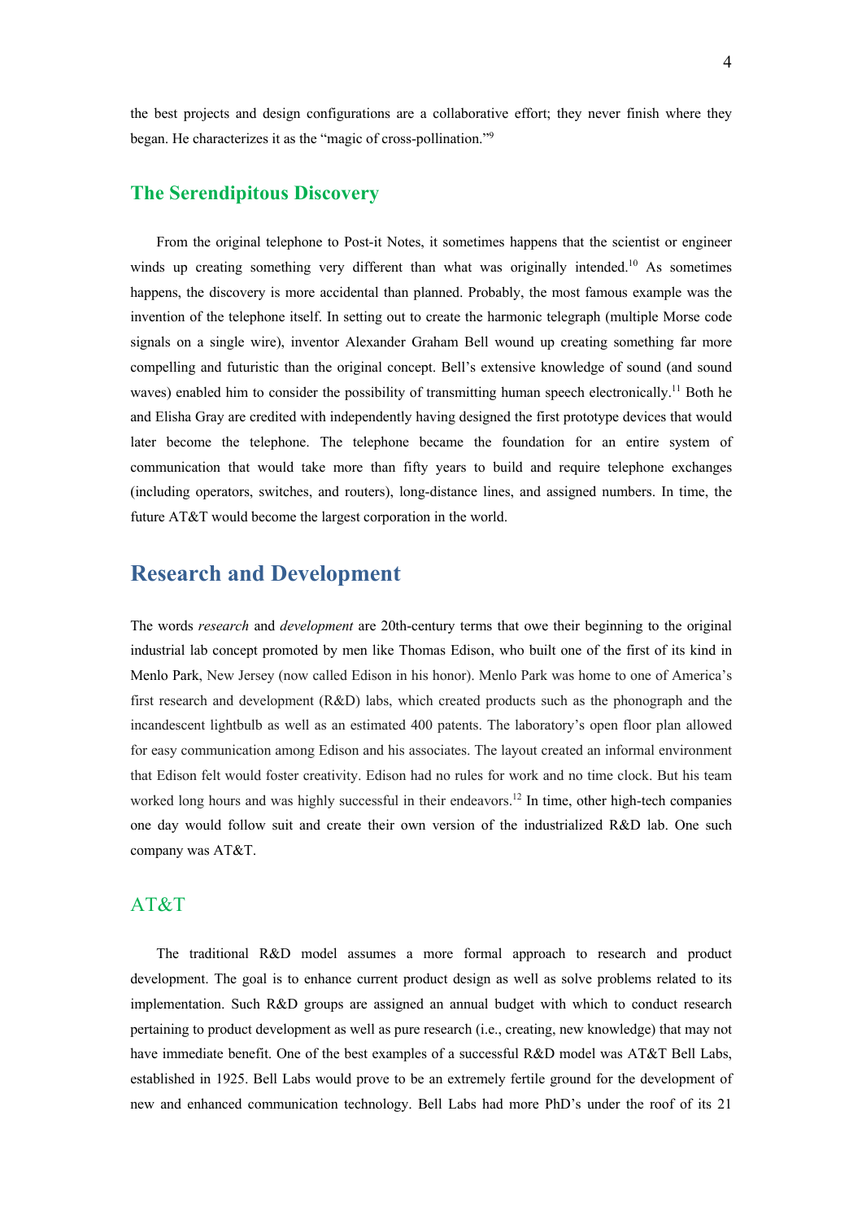the best projects and design configurations are a collaborative effort; they never finish where they began. He characterizes it as the "magic of cross-pollination."[9]

### The Serendipitous Discovery

From the original telephone to Post-it Notes, it sometimes happens that the scientist or engineer winds up creating something very different than what was originally intended.[10] As sometimes happens, the discovery is more accidental than planned. Probably, the most famous example was the invention of the telephone itself. In setting out to create the harmonic telegraph (multiple Morse code signals on a single wire), inventor Alexander Graham Bell wound up creating something far more compelling and futuristic than the original concept. Bell's extensive knowledge of sound (and sound waves) enabled him to consider the possibility of transmitting human speech electronically.[11] Both he and Elisha Gray are credited with independently having designed the first prototype devices that would later become the telephone. The telephone became the foundation for an entire system of communication that would take more than fifty years to build and require telephone exchanges (including operators, switches, and routers), long-distance lines, and assigned numbers. In time, the future AT&T would become the largest corporation in the world.

## Research and Development

The words *research* and *development* are 20th-century terms that owe their beginning to the original industrial lab concept promoted by men like Thomas Edison, who built one of the first of its kind in Menlo Park, New Jersey (now called Edison in his honor). Menlo Park was home to one of America's first research and development (R&D) labs, which created products such as the phonograph and the incandescent lightbulb as well as an estimated 400 patents. The laboratory's open floor plan allowed for easy communication among Edison and his associates. The layout created an informal environment that Edison felt would foster creativity. Edison had no rules for work and no time clock. But his team worked long hours and was highly successful in their endeavors.[12] In time, other high-tech companies one day would follow suit and create their own version of the industrialized R&D lab. One such company was AT&T.

### AT&T

The traditional R&D model assumes a more formal approach to research and product development. The goal is to enhance current product design as well as solve problems related to its implementation. Such R&D groups are assigned an annual budget with which to conduct research pertaining to product development as well as pure research (i.e., creating, new knowledge) that may not have immediate benefit. One of the best examples of a successful R&D model was AT&T Bell Labs, established in 1925. Bell Labs would prove to be an extremely fertile ground for the development of new and enhanced communication technology. Bell Labs had more PhD's under the roof of its 21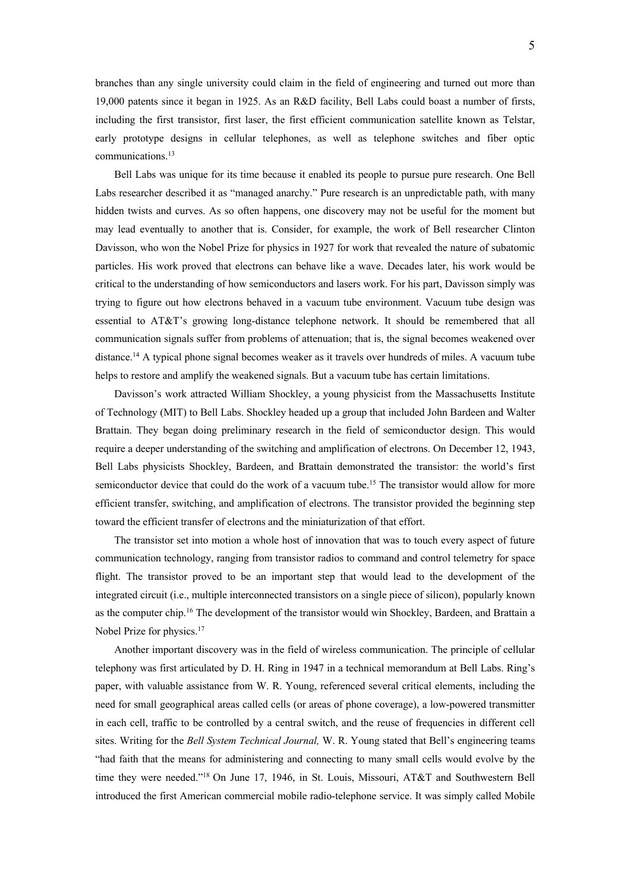branches than any single university could claim in the field of engineering and turned out more than 19,000 patents since it began in 1925. As an R&D facility, Bell Labs could boast a number of firsts, including the first transistor, first laser, the first efficient communication satellite known as Telstar, early prototype designs in cellular telephones, as well as telephone switches and fiber optic communications.[13]

Bell Labs was unique for its time because it enabled its people to pursue pure research. One Bell Labs researcher described it as "managed anarchy." Pure research is an unpredictable path, with many hidden twists and curves. As so often happens, one discovery may not be useful for the moment but may lead eventually to another that is. Consider, for example, the work of Bell researcher Clinton Davisson, who won the Nobel Prize for physics in 1927 for work that revealed the nature of subatomic particles. His work proved that electrons can behave like a wave. Decades later, his work would be critical to the understanding of how semiconductors and lasers work. For his part, Davisson simply was trying to figure out how electrons behaved in a vacuum tube environment. Vacuum tube design was essential to AT&T's growing long-distance telephone network. It should be remembered that all communication signals suffer from problems of attenuation; that is, the signal becomes weakened over distance.[14] A typical phone signal becomes weaker as it travels over hundreds of miles. A vacuum tube helps to restore and amplify the weakened signals. But a vacuum tube has certain limitations.

Davisson's work attracted William Shockley, a young physicist from the Massachusetts Institute of Technology (MIT) to Bell Labs. Shockley headed up a group that included John Bardeen and Walter Brattain. They began doing preliminary research in the field of semiconductor design. This would require a deeper understanding of the switching and amplification of electrons. On December 12, 1943, Bell Labs physicists Shockley, Bardeen, and Brattain demonstrated the transistor: the world's first semiconductor device that could do the work of a vacuum tube.[15] The transistor would allow for more efficient transfer, switching, and amplification of electrons. The transistor provided the beginning step toward the efficient transfer of electrons and the miniaturization of that effort.

The transistor set into motion a whole host of innovation that was to touch every aspect of future communication technology, ranging from transistor radios to command and control telemetry for space flight. The transistor proved to be an important step that would lead to the development of the integrated circuit (i.e., multiple interconnected transistors on a single piece of silicon), popularly known as the computer chip.[16] The development of the transistor would win Shockley, Bardeen, and Brattain a Nobel Prize for physics.[17]

Another important discovery was in the field of wireless communication. The principle of cellular telephony was first articulated by D. H. Ring in 1947 in a technical memorandum at Bell Labs. Ring's paper, with valuable assistance from W. R. Young, referenced several critical elements, including the need for small geographical areas called cells (or areas of phone coverage), a low-powered transmitter in each cell, traffic to be controlled by a central switch, and the reuse of frequencies in different cell sites. Writing for the *Bell System Technical Journal,* W. R. Young stated that Bell's engineering teams "had faith that the means for administering and connecting to many small cells would evolve by the time they were needed."[18] On June 17, 1946, in St. Louis, Missouri, AT&T and Southwestern Bell introduced the first American commercial mobile radio-telephone service. It was simply called Mobile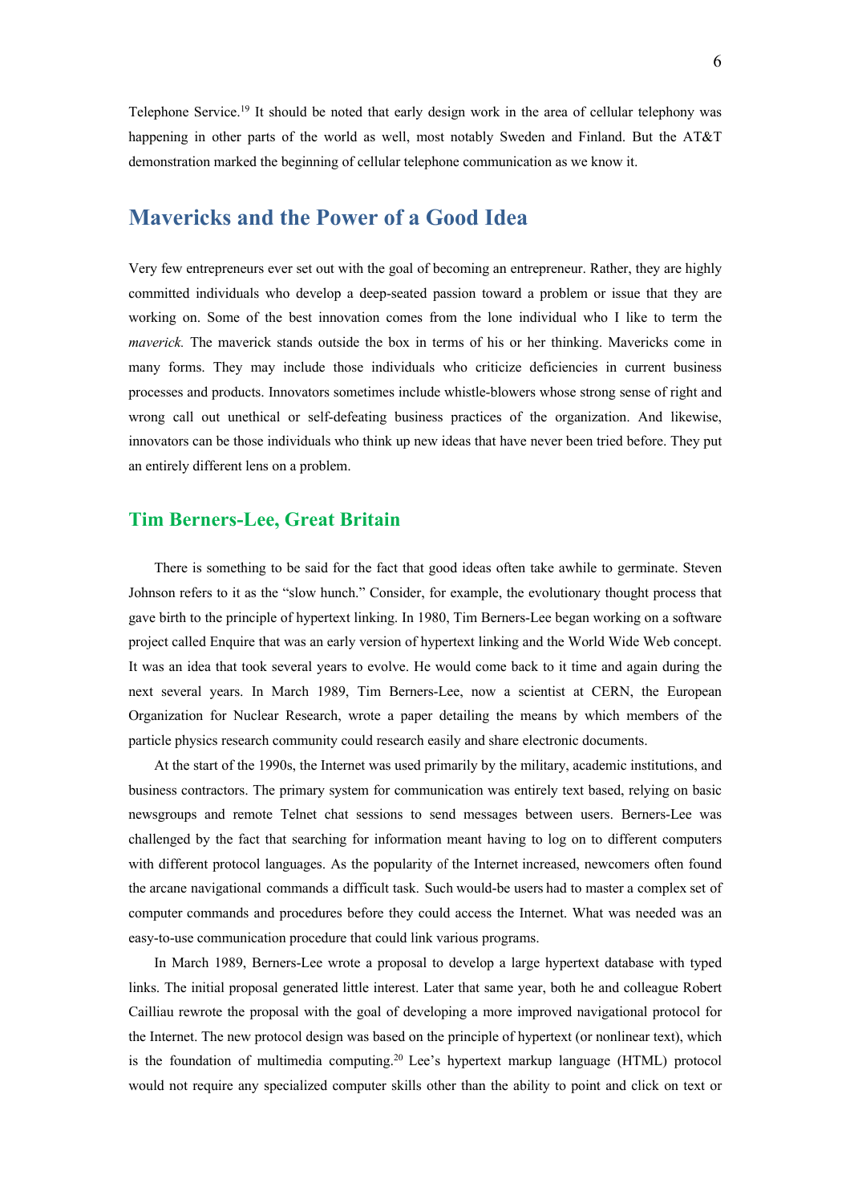Telephone Service.[19] It should be noted that early design work in the area of cellular telephony was happening in other parts of the world as well, most notably Sweden and Finland. But the AT&T demonstration marked the beginning of cellular telephone communication as we know it.

## Mavericks and the Power of a Good Idea

Very few entrepreneurs ever set out with the goal of becoming an entrepreneur. Rather, they are highly committed individuals who develop a deep-seated passion toward a problem or issue that they are working on. Some of the best innovation comes from the lone individual who I like to term the *maverick.* The maverick stands outside the box in terms of his or her thinking. Mavericks come in many forms. They may include those individuals who criticize deficiencies in current business processes and products. Innovators sometimes include whistle-blowers whose strong sense of right and wrong call out unethical or self-defeating business practices of the organization. And likewise, innovators can be those individuals who think up new ideas that have never been tried before. They put an entirely different lens on a problem.

### Tim Berners-Lee, Great Britain

There is something to be said for the fact that good ideas often take awhile to germinate. Steven Johnson refers to it as the "slow hunch." Consider, for example, the evolutionary thought process that gave birth to the principle of hypertext linking. In 1980, Tim Berners-Lee began working on a software project called Enquire that was an early version of hypertext linking and the World Wide Web concept. It was an idea that took several years to evolve. He would come back to it time and again during the next several years. In March 1989, Tim Berners-Lee, now a scientist at CERN, the European Organization for Nuclear Research, wrote a paper detailing the means by which members of the particle physics research community could research easily and share electronic documents.

At the start of the 1990s, the Internet was used primarily by the military, academic institutions, and business contractors. The primary system for communication was entirely text based, relying on basic newsgroups and remote Telnet chat sessions to send messages between users. Berners-Lee was challenged by the fact that searching for information meant having to log on to different computers with different protocol languages. As the popularity of the Internet increased, newcomers often found the arcane navigational commands a difficult task. Such would-be users had to master a complex set of computer commands and procedures before they could access the Internet. What was needed was an easy-to-use communication procedure that could link various programs.

In March 1989, Berners-Lee wrote a proposal to develop a large hypertext database with typed links. The initial proposal generated little interest. Later that same year, both he and colleague Robert Cailliau rewrote the proposal with the goal of developing a more improved navigational protocol for the Internet. The new protocol design was based on the principle of hypertext (or nonlinear text), which is the foundation of multimedia computing.[20] Lee's hypertext markup language (HTML) protocol would not require any specialized computer skills other than the ability to point and click on text or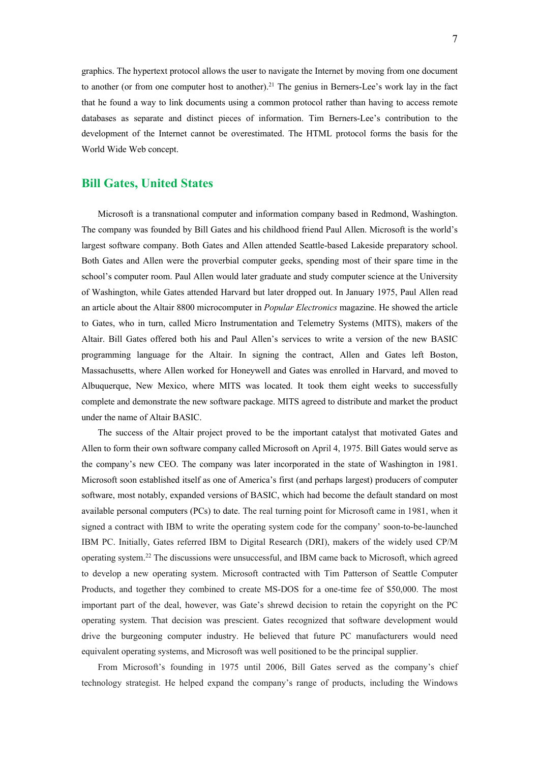graphics. The hypertext protocol allows the user to navigate the Internet by moving from one document to another (or from one computer host to another).[21] The genius in Berners-Lee's work lay in the fact that he found a way to link documents using a common protocol rather than having to access remote databases as separate and distinct pieces of information. Tim Berners-Lee's contribution to the development of the Internet cannot be overestimated. The HTML protocol forms the basis for the World Wide Web concept.

## Bill Gates, United States

Microsoft is a transnational computer and information company based in Redmond, Washington. The company was founded by Bill Gates and his childhood friend Paul Allen. Microsoft is the world's largest software company. Both Gates and Allen attended Seattle-based Lakeside preparatory school. Both Gates and Allen were the proverbial computer geeks, spending most of their spare time in the school's computer room. Paul Allen would later graduate and study computer science at the University of Washington, while Gates attended Harvard but later dropped out. In January 1975, Paul Allen read an article about the Altair 8800 microcomputer in *Popular Electronics* magazine. He showed the article to Gates, who in turn, called Micro Instrumentation and Telemetry Systems (MITS), makers of the Altair. Bill Gates offered both his and Paul Allen's services to write a version of the new BASIC programming language for the Altair. In signing the contract, Allen and Gates left Boston, Massachusetts, where Allen worked for Honeywell and Gates was enrolled in Harvard, and moved to Albuquerque, New Mexico, where MITS was located. It took them eight weeks to successfully complete and demonstrate the new software package. MITS agreed to distribute and market the product under the name of Altair BASIC.

The success of the Altair project proved to be the important catalyst that motivated Gates and Allen to form their own software company called Microsoft on April 4, 1975. Bill Gates would serve as the company's new CEO. The company was later incorporated in the state of Washington in 1981. Microsoft soon established itself as one of America's first (and perhaps largest) producers of computer software, most notably, expanded versions of BASIC, which had become the default standard on most available personal computers (PCs) to date. The real turning point for Microsoft came in 1981, when it signed a contract with IBM to write the operating system code for the company' soon-to-be-launched IBM PC. Initially, Gates referred IBM to Digital Research (DRI), makers of the widely used CP/M operating system.[22] The discussions were unsuccessful, and IBM came back to Microsoft, which agreed to develop a new operating system. Microsoft contracted with Tim Patterson of Seattle Computer Products, and together they combined to create MS-DOS for a one-time fee of $50,000. The most important part of the deal, however, was Gate's shrewd decision to retain the copyright on the PC operating system. That decision was prescient. Gates recognized that software development would drive the burgeoning computer industry. He believed that future PC manufacturers would need equivalent operating systems, and Microsoft was well positioned to be the principal supplier.

From Microsoft's founding in 1975 until 2006, Bill Gates served as the company's chief technology strategist. He helped expand the company's range of products, including the Windows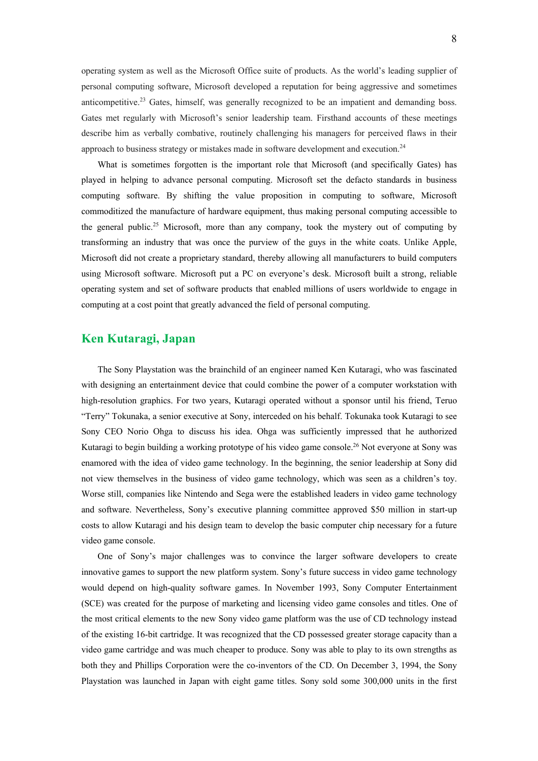operating system as well as the Microsoft Office suite of products. As the world's leading supplier of personal computing software, Microsoft developed a reputation for being aggressive and sometimes anticompetitive.[23] Gates, himself, was generally recognized to be an impatient and demanding boss. Gates met regularly with Microsoft's senior leadership team. Firsthand accounts of these meetings describe him as verbally combative, routinely challenging his managers for perceived flaws in their approach to business strategy or mistakes made in software development and execution.[24]

What is sometimes forgotten is the important role that Microsoft (and specifically Gates) has played in helping to advance personal computing. Microsoft set the defacto standards in business computing software. By shifting the value proposition in computing to software, Microsoft commoditized the manufacture of hardware equipment, thus making personal computing accessible to the general public.[25] Microsoft, more than any company, took the mystery out of computing by transforming an industry that was once the purview of the guys in the white coats. Unlike Apple, Microsoft did not create a proprietary standard, thereby allowing all manufacturers to build computers using Microsoft software. Microsoft put a PC on everyone's desk. Microsoft built a strong, reliable operating system and set of software products that enabled millions of users worldwide to engage in computing at a cost point that greatly advanced the field of personal computing.

## Ken Kutaragi, Japan

The Sony Playstation was the brainchild of an engineer named Ken Kutaragi, who was fascinated with designing an entertainment device that could combine the power of a computer workstation with high-resolution graphics. For two years, Kutaragi operated without a sponsor until his friend, Teruo "Terry" Tokunaka, a senior executive at Sony, interceded on his behalf. Tokunaka took Kutaragi to see Sony CEO Norio Ohga to discuss his idea. Ohga was sufficiently impressed that he authorized Kutaragi to begin building a working prototype of his video game console.[26] Not everyone at Sony was enamored with the idea of video game technology. In the beginning, the senior leadership at Sony did not view themselves in the business of video game technology, which was seen as a children's toy. Worse still, companies like Nintendo and Sega were the established leaders in video game technology and software. Nevertheless, Sony's executive planning committee approved $50 million in start-up costs to allow Kutaragi and his design team to develop the basic computer chip necessary for a future video game console.

One of Sony's major challenges was to convince the larger software developers to create innovative games to support the new platform system. Sony's future success in video game technology would depend on high-quality software games. In November 1993, Sony Computer Entertainment (SCE) was created for the purpose of marketing and licensing video game consoles and titles. One of the most critical elements to the new Sony video game platform was the use of CD technology instead of the existing 16-bit cartridge. It was recognized that the CD possessed greater storage capacity than a video game cartridge and was much cheaper to produce. Sony was able to play to its own strengths as both they and Phillips Corporation were the co-inventors of the CD. On December 3, 1994, the Sony Playstation was launched in Japan with eight game titles. Sony sold some 300,000 units in the first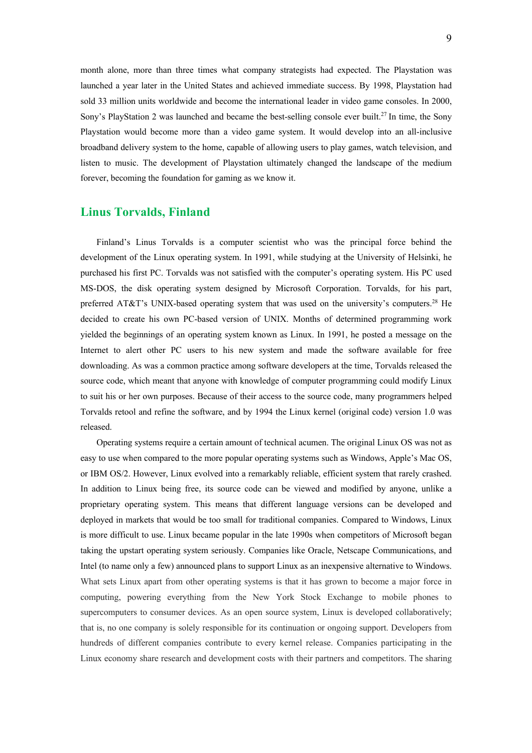month alone, more than three times what company strategists had expected. The Playstation was launched a year later in the United States and achieved immediate success. By 1998, Playstation had sold 33 million units worldwide and become the international leader in video game consoles. In 2000, Sony's PlayStation 2 was launched and became the best-selling console ever built.[27] In time, the Sony Playstation would become more than a video game system. It would develop into an all-inclusive broadband delivery system to the home, capable of allowing users to play games, watch television, and listen to music. The development of Playstation ultimately changed the landscape of the medium forever, becoming the foundation for gaming as we know it.

## Linus Torvalds, Finland

Finland's Linus Torvalds is a computer scientist who was the principal force behind the development of the Linux operating system. In 1991, while studying at the University of Helsinki, he purchased his first PC. Torvalds was not satisfied with the computer's operating system. His PC used MS-DOS, the disk operating system designed by Microsoft Corporation. Torvalds, for his part, preferred AT&T's UNIX-based operating system that was used on the university's computers.[28] He decided to create his own PC-based version of UNIX. Months of determined programming work yielded the beginnings of an operating system known as Linux. In 1991, he posted a message on the Internet to alert other PC users to his new system and made the software available for free downloading. As was a common practice among software developers at the time, Torvalds released the source code, which meant that anyone with knowledge of computer programming could modify Linux to suit his or her own purposes. Because of their access to the source code, many programmers helped Torvalds retool and refine the software, and by 1994 the Linux kernel (original code) version 1.0 was released.

Operating systems require a certain amount of technical acumen. The original Linux OS was not as easy to use when compared to the more popular operating systems such as Windows, Apple's Mac OS, or IBM OS/2. However, Linux evolved into a remarkably reliable, efficient system that rarely crashed. In addition to Linux being free, its source code can be viewed and modified by anyone, unlike a proprietary operating system. This means that different language versions can be developed and deployed in markets that would be too small for traditional companies. Compared to Windows, Linux is more difficult to use. Linux became popular in the late 1990s when competitors of Microsoft began taking the upstart operating system seriously. Companies like Oracle, Netscape Communications, and Intel (to name only a few) announced plans to support Linux as an inexpensive alternative to Windows. What sets Linux apart from other operating systems is that it has grown to become a major force in computing, powering everything from the New York Stock Exchange to mobile phones to supercomputers to consumer devices. As an open source system, Linux is developed collaboratively; that is, no one company is solely responsible for its continuation or ongoing support. Developers from hundreds of different companies contribute to every kernel release. Companies participating in the Linux economy share research and development costs with their partners and competitors. The sharing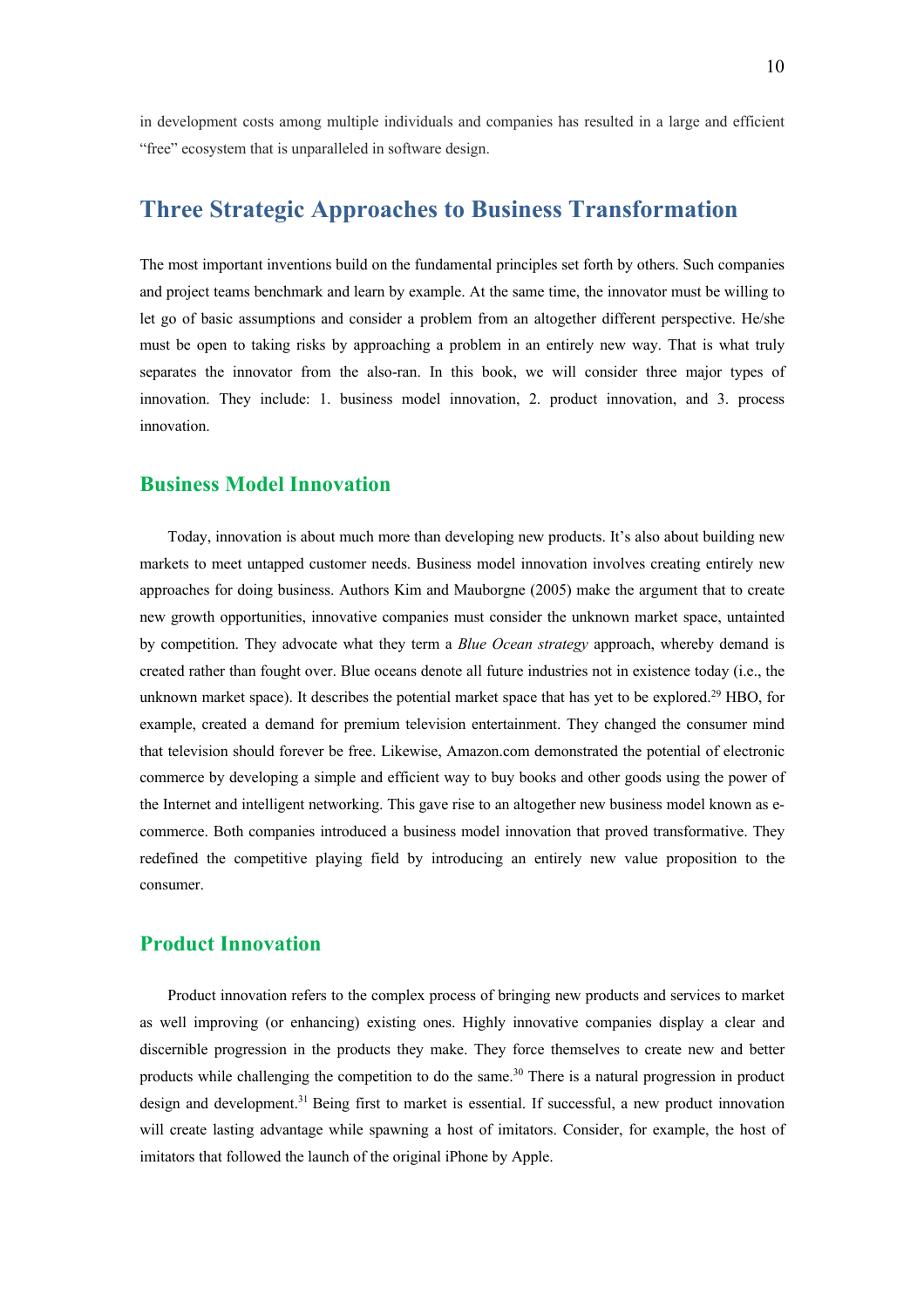in development costs among multiple individuals and companies has resulted in a large and efficient "free" ecosystem that is unparalleled in software design.

## Three Strategic Approaches to Business Transformation

The most important inventions build on the fundamental principles set forth by others. Such companies and project teams benchmark and learn by example. At the same time, the innovator must be willing to let go of basic assumptions and consider a problem from an altogether different perspective. He/she must be open to taking risks by approaching a problem in an entirely new way. That is what truly separates the innovator from the also-ran. In this book, we will consider three major types of innovation. They include: 1. business model innovation, 2. product innovation, and 3. process innovation.

### Business Model Innovation

Today, innovation is about much more than developing new products. It's also about building new markets to meet untapped customer needs. Business model innovation involves creating entirely new approaches for doing business. Authors Kim and Mauborgne (2005) make the argument that to create new growth opportunities, innovative companies must consider the unknown market space, untainted by competition. They advocate what they term a *Blue Ocean strategy* approach, whereby demand is created rather than fought over. Blue oceans denote all future industries not in existence today (i.e., the unknown market space). It describes the potential market space that has yet to be explored.[29] HBO, for example, created a demand for premium television entertainment. They changed the consumer mind that television should forever be free. Likewise, Amazon.com demonstrated the potential of electronic commerce by developing a simple and efficient way to buy books and other goods using the power of the Internet and intelligent networking. This gave rise to an altogether new business model known as e-commerce. Both companies introduced a business model innovation that proved transformative. They redefined the competitive playing field by introducing an entirely new value proposition to the consumer.

### Product Innovation

Product innovation refers to the complex process of bringing new products and services to market as well improving (or enhancing) existing ones. Highly innovative companies display a clear and discernible progression in the products they make. They force themselves to create new and better products while challenging the competition to do the same.[30] There is a natural progression in product design and development.[31] Being first to market is essential. If successful, a new product innovation will create lasting advantage while spawning a host of imitators. Consider, for example, the host of imitators that followed the launch of the original iPhone by Apple.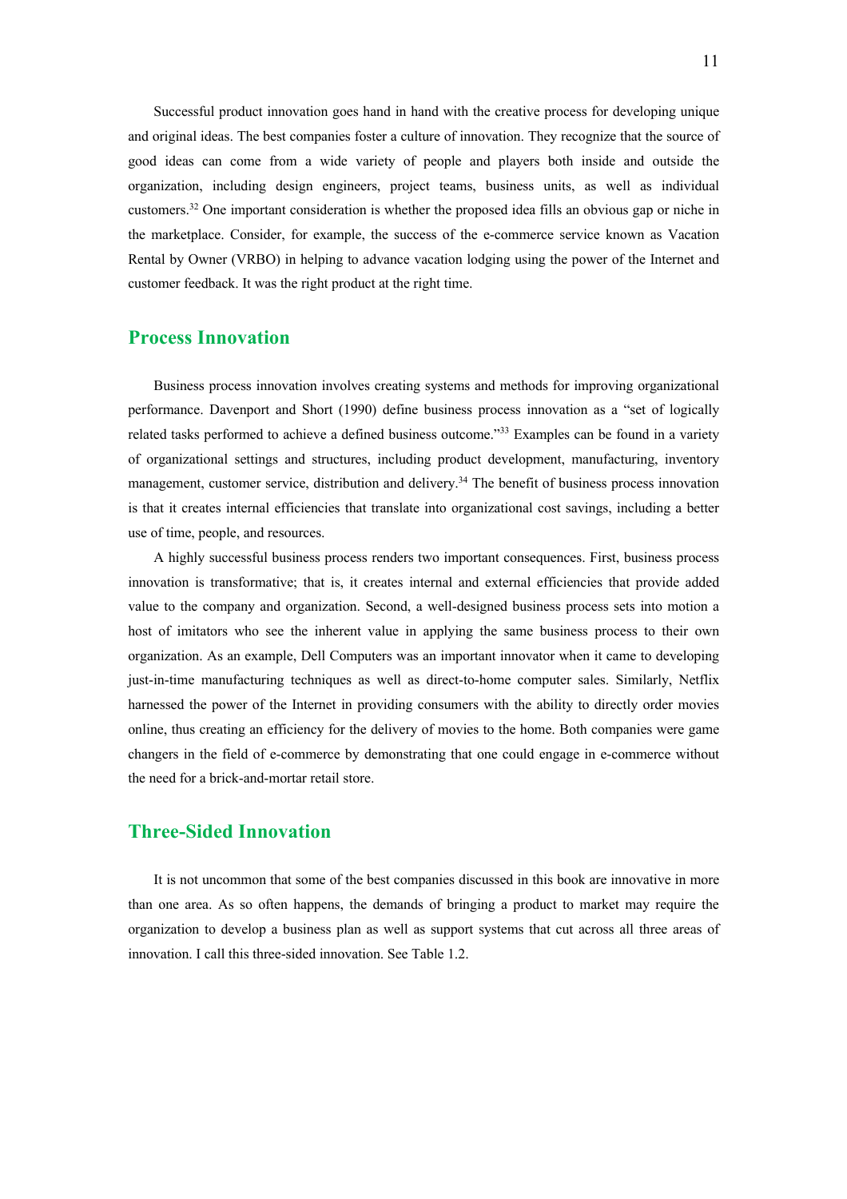Successful product innovation goes hand in hand with the creative process for developing unique and original ideas. The best companies foster a culture of innovation. They recognize that the source of good ideas can come from a wide variety of people and players both inside and outside the organization, including design engineers, project teams, business units, as well as individual customers.[32] One important consideration is whether the proposed idea fills an obvious gap or niche in the marketplace. Consider, for example, the success of the e-commerce service known as Vacation Rental by Owner (VRBO) in helping to advance vacation lodging using the power of the Internet and customer feedback. It was the right product at the right time.

## Process Innovation

Business process innovation involves creating systems and methods for improving organizational performance. Davenport and Short (1990) define business process innovation as a "set of logically related tasks performed to achieve a defined business outcome."[33] Examples can be found in a variety of organizational settings and structures, including product development, manufacturing, inventory management, customer service, distribution and delivery.[34] The benefit of business process innovation is that it creates internal efficiencies that translate into organizational cost savings, including a better use of time, people, and resources.

A highly successful business process renders two important consequences. First, business process innovation is transformative; that is, it creates internal and external efficiencies that provide added value to the company and organization. Second, a well-designed business process sets into motion a host of imitators who see the inherent value in applying the same business process to their own organization. As an example, Dell Computers was an important innovator when it came to developing just-in-time manufacturing techniques as well as direct-to-home computer sales. Similarly, Netflix harnessed the power of the Internet in providing consumers with the ability to directly order movies online, thus creating an efficiency for the delivery of movies to the home. Both companies were game changers in the field of e-commerce by demonstrating that one could engage in e-commerce without the need for a brick-and-mortar retail store.

## Three-Sided Innovation

It is not uncommon that some of the best companies discussed in this book are innovative in more than one area. As so often happens, the demands of bringing a product to market may require the organization to develop a business plan as well as support systems that cut across all three areas of innovation. I call this three-sided innovation. See Table 1.2.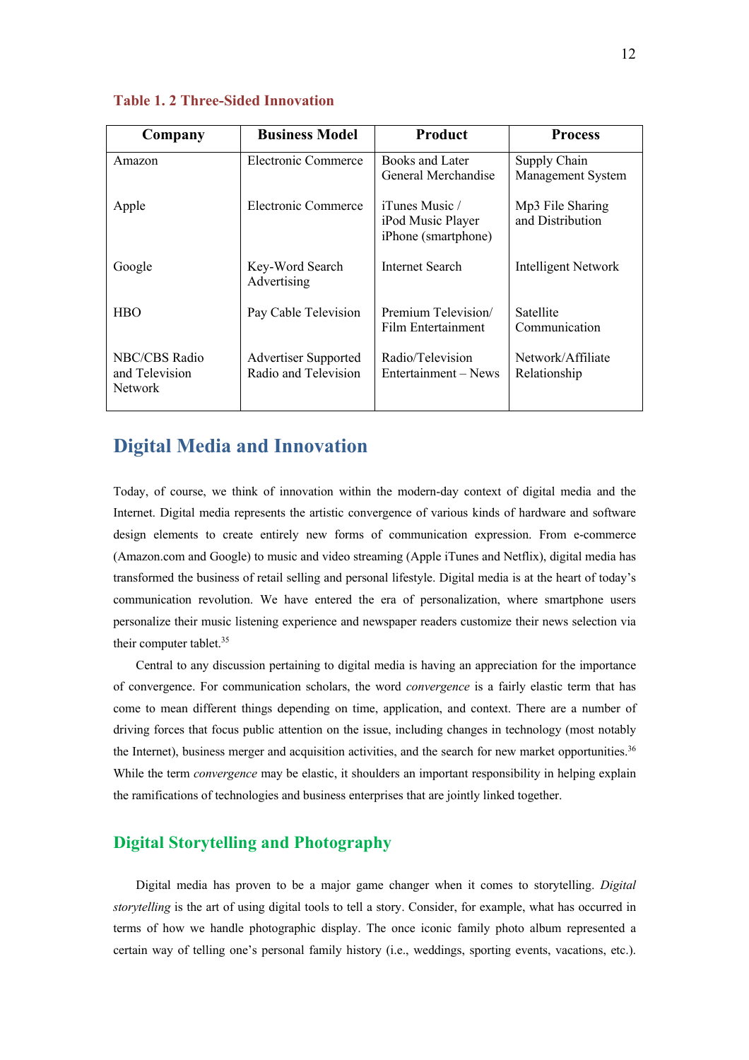**Table 1. 2 Three-Sided Innovation**

| Company | Business Model | Product | Process |
| --- | --- | --- | --- |
| Amazon | Electronic Commerce | Books and Later General Merchandise | Supply Chain Management System |
| Apple | Electronic Commerce | iTunes Music / iPod Music Player iPhone (smartphone) | Mp3 File Sharing and Distribution |
| Google | Key-Word Search Advertising | Internet Search | Intelligent Network |
| HBO | Pay Cable Television | Premium Television/ Film Entertainment | Satellite Communication |
| NBC/CBS Radio and Television Network | Advertiser Supported Radio and Television | Radio/Television Entertainment – News | Network/Affiliate Relationship |

## Digital Media and Innovation

Today, of course, we think of innovation within the modern-day context of digital media and the Internet. Digital media represents the artistic convergence of various kinds of hardware and software design elements to create entirely new forms of communication expression. From e-commerce (Amazon.com and Google) to music and video streaming (Apple iTunes and Netflix), digital media has transformed the business of retail selling and personal lifestyle. Digital media is at the heart of today's communication revolution. We have entered the era of personalization, where smartphone users personalize their music listening experience and newspaper readers customize their news selection via their computer tablet.[35]

Central to any discussion pertaining to digital media is having an appreciation for the importance of convergence. For communication scholars, the word *convergence* is a fairly elastic term that has come to mean different things depending on time, application, and context. There are a number of driving forces that focus public attention on the issue, including changes in technology (most notably the Internet), business merger and acquisition activities, and the search for new market opportunities.[36] While the term *convergence* may be elastic, it shoulders an important responsibility in helping explain the ramifications of technologies and business enterprises that are jointly linked together.

### Digital Storytelling and Photography

Digital media has proven to be a major game changer when it comes to storytelling. *Digital storytelling* is the art of using digital tools to tell a story. Consider, for example, what has occurred in terms of how we handle photographic display. The once iconic family photo album represented a certain way of telling one's personal family history (i.e., weddings, sporting events, vacations, etc.).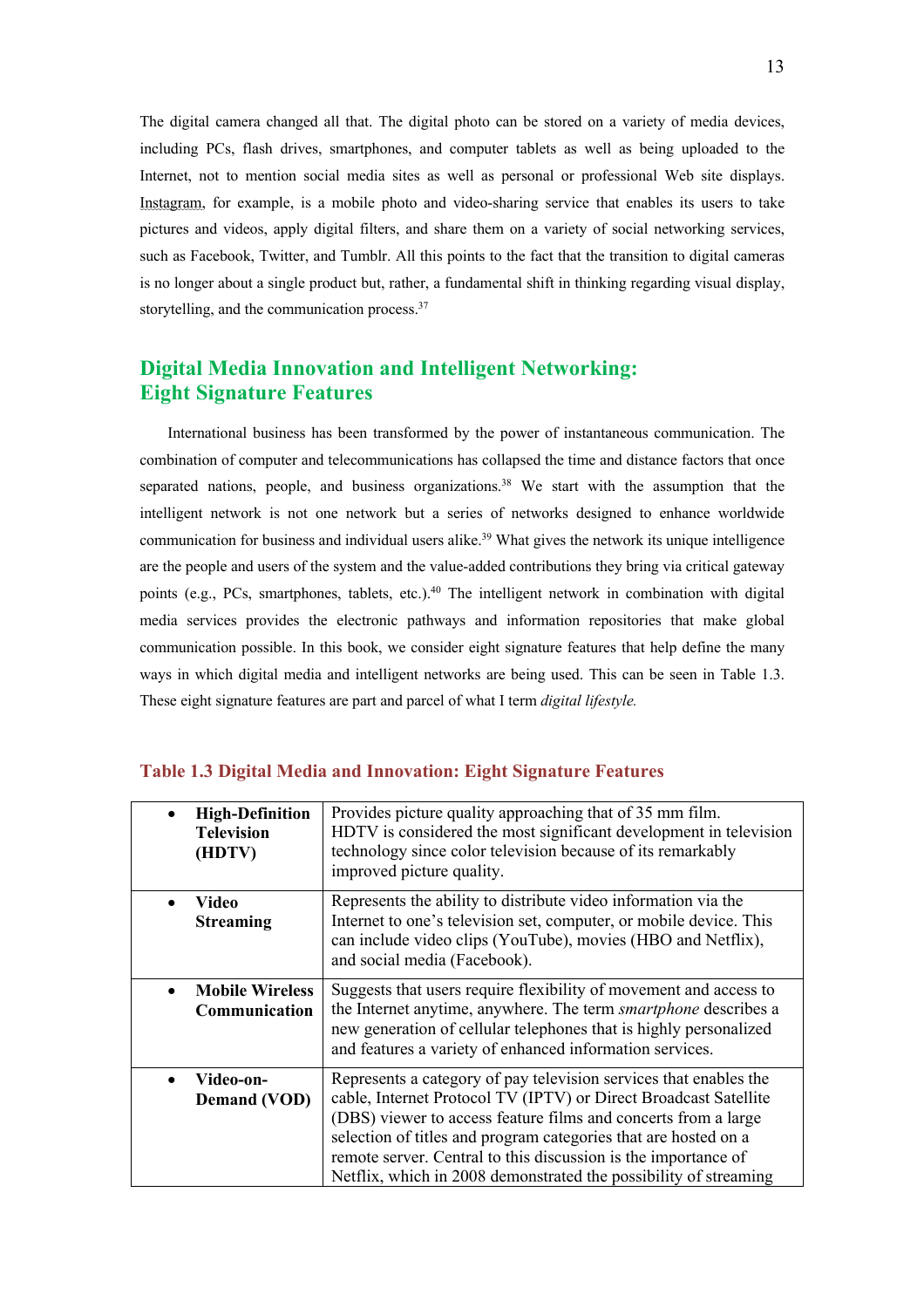The digital camera changed all that. The digital photo can be stored on a variety of media devices, including PCs, flash drives, smartphones, and computer tablets as well as being uploaded to the Internet, not to mention social media sites as well as personal or professional Web site displays. Instagram, for example, is a mobile photo and video-sharing service that enables its users to take pictures and videos, apply digital filters, and share them on a variety of social networking services, such as Facebook, Twitter, and Tumblr. All this points to the fact that the transition to digital cameras is no longer about a single product but, rather, a fundamental shift in thinking regarding visual display, storytelling, and the communication process.[37]

## Digital Media Innovation and Intelligent Networking: Eight Signature Features

International business has been transformed by the power of instantaneous communication. The combination of computer and telecommunications has collapsed the time and distance factors that once separated nations, people, and business organizations.[38] We start with the assumption that the intelligent network is not one network but a series of networks designed to enhance worldwide communication for business and individual users alike.[39] What gives the network its unique intelligence are the people and users of the system and the value-added contributions they bring via critical gateway points (e.g., PCs, smartphones, tablets, etc.).[40] The intelligent network in combination with digital media services provides the electronic pathways and information repositories that make global communication possible. In this book, we consider eight signature features that help define the many ways in which digital media and intelligent networks are being used. This can be seen in Table 1.3. These eight signature features are part and parcel of what I term *digital lifestyle.*

**Table 1.3 Digital Media and Innovation: Eight Signature Features**

| | |
|---|---|
| • **High-Definition Television (HDTV)** | Provides picture quality approaching that of 35 mm film. HDTV is considered the most significant development in television technology since color television because of its remarkably improved picture quality. |
| • **Video Streaming** | Represents the ability to distribute video information via the Internet to one's television set, computer, or mobile device. This can include video clips (YouTube), movies (HBO and Netflix), and social media (Facebook). |
| • **Mobile Wireless Communication** | Suggests that users require flexibility of movement and access to the Internet anytime, anywhere. The term *smartphone* describes a new generation of cellular telephones that is highly personalized and features a variety of enhanced information services. |
| • **Video-on-Demand (VOD)** | Represents a category of pay television services that enables the cable, Internet Protocol TV (IPTV) or Direct Broadcast Satellite (DBS) viewer to access feature films and concerts from a large selection of titles and program categories that are hosted on a remote server. Central to this discussion is the importance of Netflix, which in 2008 demonstrated the possibility of streaming |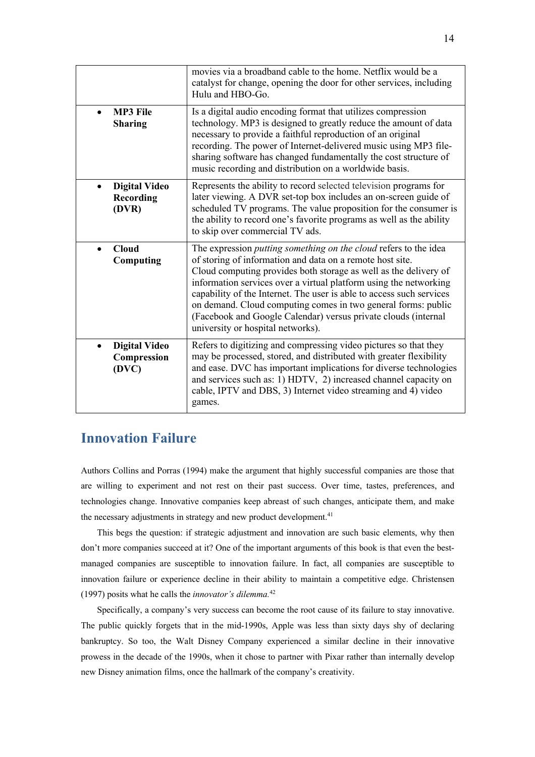| | |
|---|---|
| | movies via a broadband cable to the home. Netflix would be a catalyst for change, opening the door for other services, including Hulu and HBO-Go. |
| • **MP3 File Sharing** | Is a digital audio encoding format that utilizes compression technology. MP3 is designed to greatly reduce the amount of data necessary to provide a faithful reproduction of an original recording. The power of Internet-delivered music using MP3 file-sharing software has changed fundamentally the cost structure of music recording and distribution on a worldwide basis. |
| • **Digital Video Recording (DVR)** | Represents the ability to record selected television programs for later viewing. A DVR set-top box includes an on-screen guide of scheduled TV programs. The value proposition for the consumer is the ability to record one's favorite programs as well as the ability to skip over commercial TV ads. |
| • **Cloud Computing** | The expression *putting something on the cloud* refers to the idea of storing of information and data on a remote host site. Cloud computing provides both storage as well as the delivery of information services over a virtual platform using the networking capability of the Internet. The user is able to access such services on demand. Cloud computing comes in two general forms: public (Facebook and Google Calendar) versus private clouds (internal university or hospital networks). |
| • **Digital Video Compression (DVC)** | Refers to digitizing and compressing video pictures so that they may be processed, stored, and distributed with greater flexibility and ease. DVC has important implications for diverse technologies and services such as: 1) HDTV, 2) increased channel capacity on cable, IPTV and DBS, 3) Internet video streaming and 4) video games. |

## Innovation Failure

Authors Collins and Porras (1994) make the argument that highly successful companies are those that are willing to experiment and not rest on their past success. Over time, tastes, preferences, and technologies change. Innovative companies keep abreast of such changes, anticipate them, and make the necessary adjustments in strategy and new product development.[41]

This begs the question: if strategic adjustment and innovation are such basic elements, why then don't more companies succeed at it? One of the important arguments of this book is that even the best-managed companies are susceptible to innovation failure. In fact, all companies are susceptible to innovation failure or experience decline in their ability to maintain a competitive edge. Christensen (1997) posits what he calls the *innovator's dilemma.*[42]

Specifically, a company's very success can become the root cause of its failure to stay innovative. The public quickly forgets that in the mid-1990s, Apple was less than sixty days shy of declaring bankruptcy. So too, the Walt Disney Company experienced a similar decline in their innovative prowess in the decade of the 1990s, when it chose to partner with Pixar rather than internally develop new Disney animation films, once the hallmark of the company's creativity.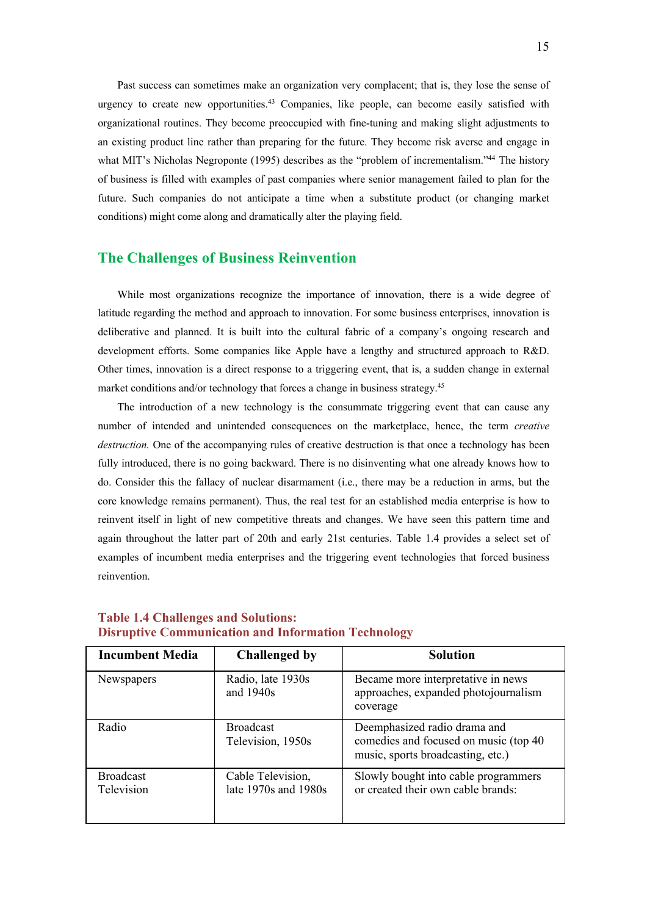Past success can sometimes make an organization very complacent; that is, they lose the sense of urgency to create new opportunities.[43] Companies, like people, can become easily satisfied with organizational routines. They become preoccupied with fine-tuning and making slight adjustments to an existing product line rather than preparing for the future. They become risk averse and engage in what MIT's Nicholas Negroponte (1995) describes as the "problem of incrementalism."[44] The history of business is filled with examples of past companies where senior management failed to plan for the future. Such companies do not anticipate a time when a substitute product (or changing market conditions) might come along and dramatically alter the playing field.

## The Challenges of Business Reinvention

While most organizations recognize the importance of innovation, there is a wide degree of latitude regarding the method and approach to innovation. For some business enterprises, innovation is deliberative and planned. It is built into the cultural fabric of a company's ongoing research and development efforts. Some companies like Apple have a lengthy and structured approach to R&D. Other times, innovation is a direct response to a triggering event, that is, a sudden change in external market conditions and/or technology that forces a change in business strategy.[45]

The introduction of a new technology is the consummate triggering event that can cause any number of intended and unintended consequences on the marketplace, hence, the term *creative destruction.* One of the accompanying rules of creative destruction is that once a technology has been fully introduced, there is no going backward. There is no disinventing what one already knows how to do. Consider this the fallacy of nuclear disarmament (i.e., there may be a reduction in arms, but the core knowledge remains permanent). Thus, the real test for an established media enterprise is how to reinvent itself in light of new competitive threats and changes. We have seen this pattern time and again throughout the latter part of 20th and early 21st centuries. Table 1.4 provides a select set of examples of incumbent media enterprises and the triggering event technologies that forced business reinvention.

**Table 1.4 Challenges and Solutions: Disruptive Communication and Information Technology**

| Incumbent Media | Challenged by | Solution |
|---|---|---|
| Newspapers | Radio, late 1930s and 1940s | Became more interpretative in news approaches, expanded photojournalism coverage |
| Radio | Broadcast Television, 1950s | Deemphasized radio drama and comedies and focused on music (top 40 music, sports broadcasting, etc.) |
| Broadcast Television | Cable Television, late 1970s and 1980s | Slowly bought into cable programmers or created their own cable brands: |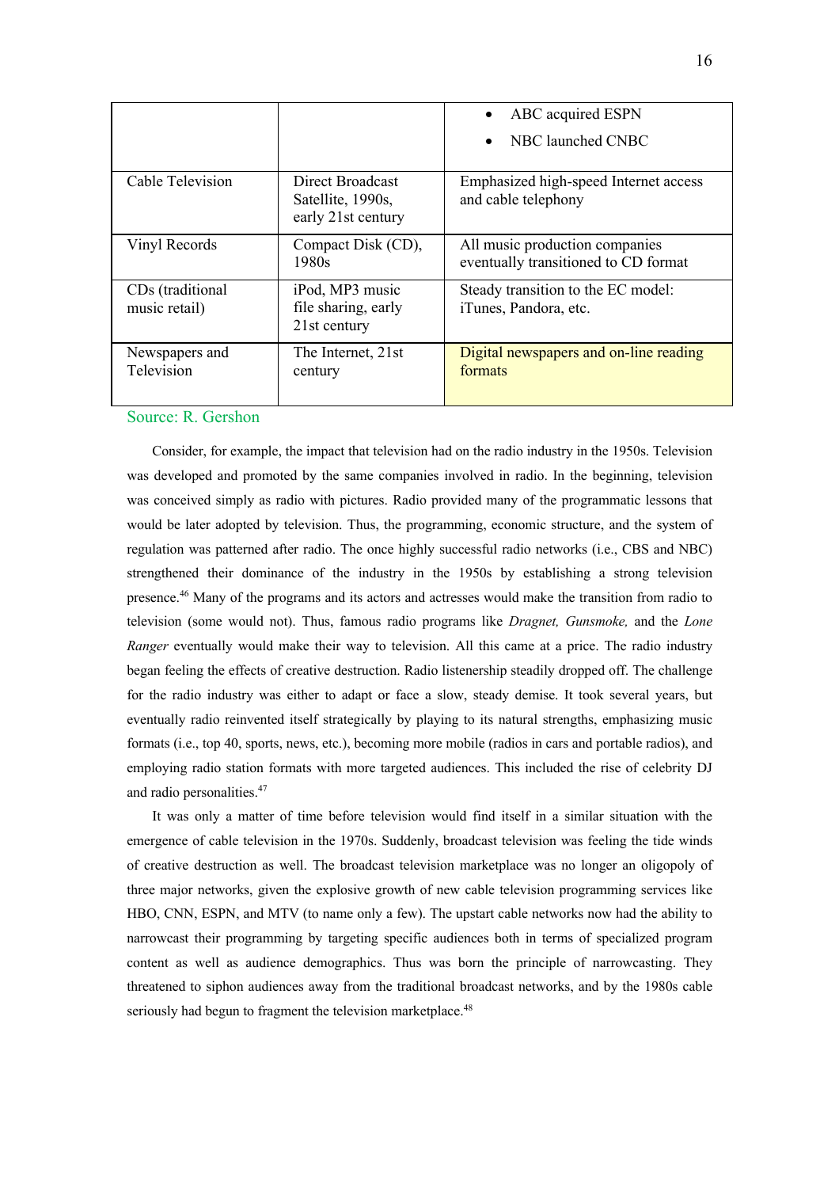| | | |
|---|---|---|
| | | • ABC acquired ESPN<br>• NBC launched CNBC |
| Cable Television | Direct Broadcast Satellite, 1990s, early 21st century | Emphasized high-speed Internet access and cable telephony |
| Vinyl Records | Compact Disk (CD), 1980s | All music production companies eventually transitioned to CD format |
| CDs (traditional music retail) | iPod, MP3 music file sharing, early 21st century | Steady transition to the EC model: iTunes, Pandora, etc. |
| Newspapers and Television | The Internet, 21st century | Digital newspapers and on-line reading formats |

Source: R. Gershon

Consider, for example, the impact that television had on the radio industry in the 1950s. Television was developed and promoted by the same companies involved in radio. In the beginning, television was conceived simply as radio with pictures. Radio provided many of the programmatic lessons that would be later adopted by television. Thus, the programming, economic structure, and the system of regulation was patterned after radio. The once highly successful radio networks (i.e., CBS and NBC) strengthened their dominance of the industry in the 1950s by establishing a strong television presence.[46] Many of the programs and its actors and actresses would make the transition from radio to television (some would not). Thus, famous radio programs like *Dragnet, Gunsmoke,* and the *Lone Ranger* eventually would make their way to television. All this came at a price. The radio industry began feeling the effects of creative destruction. Radio listenership steadily dropped off. The challenge for the radio industry was either to adapt or face a slow, steady demise. It took several years, but eventually radio reinvented itself strategically by playing to its natural strengths, emphasizing music formats (i.e., top 40, sports, news, etc.), becoming more mobile (radios in cars and portable radios), and employing radio station formats with more targeted audiences. This included the rise of celebrity DJ and radio personalities.[47]

It was only a matter of time before television would find itself in a similar situation with the emergence of cable television in the 1970s. Suddenly, broadcast television was feeling the tide winds of creative destruction as well. The broadcast television marketplace was no longer an oligopoly of three major networks, given the explosive growth of new cable television programming services like HBO, CNN, ESPN, and MTV (to name only a few). The upstart cable networks now had the ability to narrowcast their programming by targeting specific audiences both in terms of specialized program content as well as audience demographics. Thus was born the principle of narrowcasting. They threatened to siphon audiences away from the traditional broadcast networks, and by the 1980s cable seriously had begun to fragment the television marketplace.[48]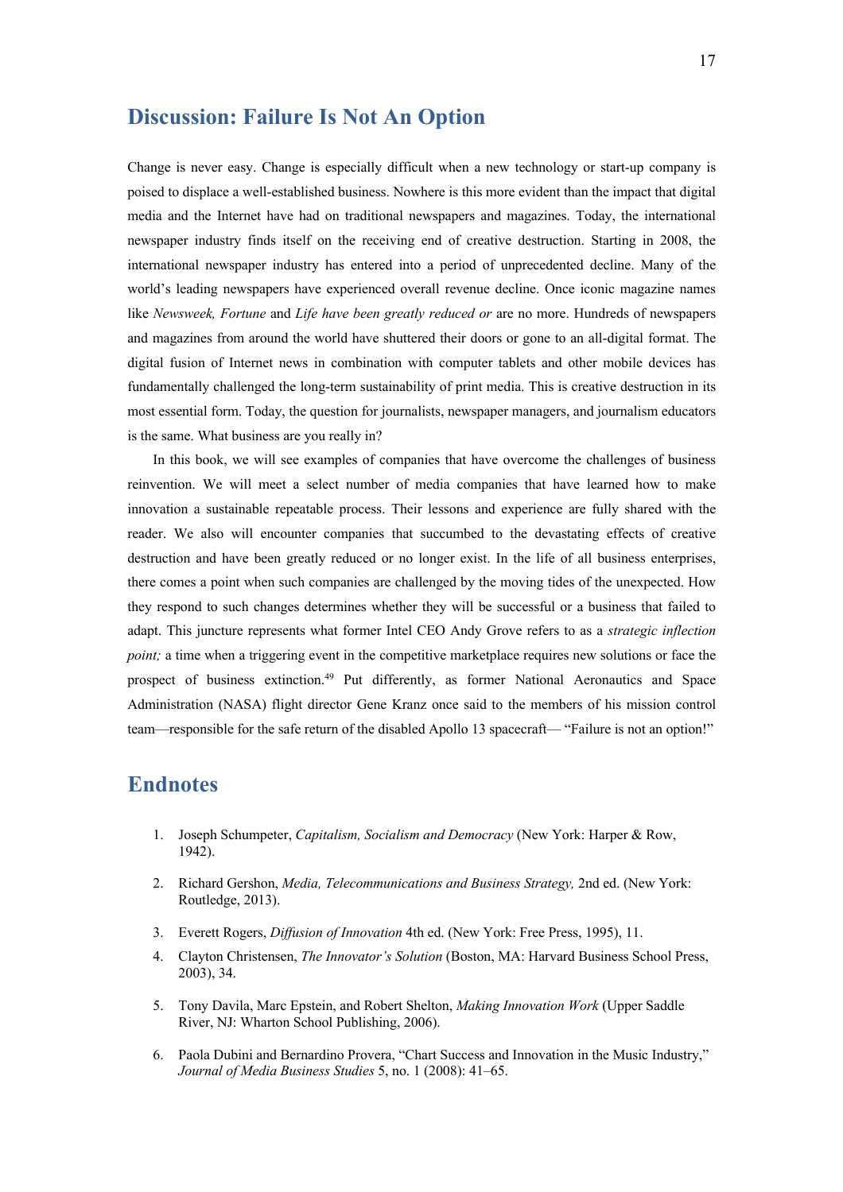## Discussion: Failure Is Not An Option

Change is never easy. Change is especially difficult when a new technology or start-up company is poised to displace a well-established business. Nowhere is this more evident than the impact that digital media and the Internet have had on traditional newspapers and magazines. Today, the international newspaper industry finds itself on the receiving end of creative destruction. Starting in 2008, the international newspaper industry has entered into a period of unprecedented decline. Many of the world's leading newspapers have experienced overall revenue decline. Once iconic magazine names like *Newsweek, Fortune* and *Life have been greatly reduced or* are no more. Hundreds of newspapers and magazines from around the world have shuttered their doors or gone to an all-digital format. The digital fusion of Internet news in combination with computer tablets and other mobile devices has fundamentally challenged the long-term sustainability of print media. This is creative destruction in its most essential form. Today, the question for journalists, newspaper managers, and journalism educators is the same. What business are you really in?

In this book, we will see examples of companies that have overcome the challenges of business reinvention. We will meet a select number of media companies that have learned how to make innovation a sustainable repeatable process. Their lessons and experience are fully shared with the reader. We also will encounter companies that succumbed to the devastating effects of creative destruction and have been greatly reduced or no longer exist. In the life of all business enterprises, there comes a point when such companies are challenged by the moving tides of the unexpected. How they respond to such changes determines whether they will be successful or a business that failed to adapt. This juncture represents what former Intel CEO Andy Grove refers to as a *strategic inflection point;* a time when a triggering event in the competitive marketplace requires new solutions or face the prospect of business extinction.[49] Put differently, as former National Aeronautics and Space Administration (NASA) flight director Gene Kranz once said to the members of his mission control team—responsible for the safe return of the disabled Apollo 13 spacecraft— "Failure is not an option!"

## Endnotes

1. Joseph Schumpeter, *Capitalism, Socialism and Democracy* (New York: Harper & Row, 1942).
2. Richard Gershon, *Media, Telecommunications and Business Strategy,* 2nd ed. (New York: Routledge, 2013).
3. Everett Rogers, *Diffusion of Innovation* 4th ed. (New York: Free Press, 1995), 11.
4. Clayton Christensen, *The Innovator's Solution* (Boston, MA: Harvard Business School Press, 2003), 34.
5. Tony Davila, Marc Epstein, and Robert Shelton, *Making Innovation Work* (Upper Saddle River, NJ: Wharton School Publishing, 2006).
6. Paola Dubini and Bernardino Provera, "Chart Success and Innovation in the Music Industry," *Journal of Media Business Studies* 5, no. 1 (2008): 41–65.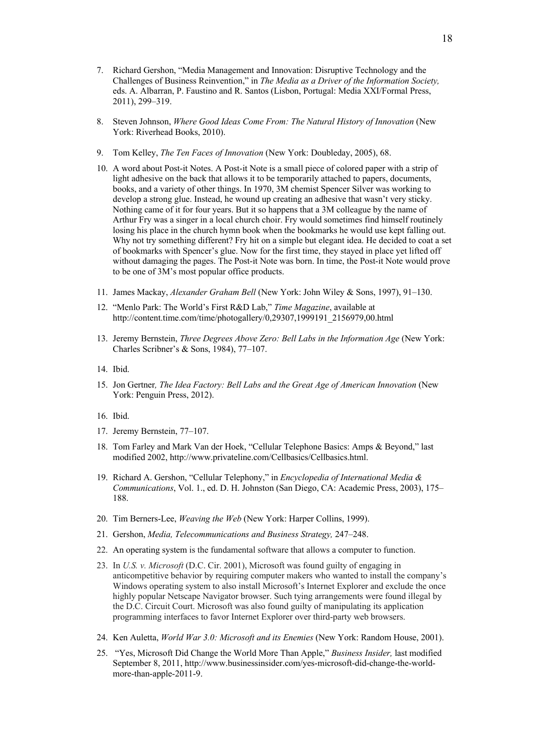7. Richard Gershon, "Media Management and Innovation: Disruptive Technology and the Challenges of Business Reinvention," in *The Media as a Driver of the Information Society,* eds. A. Albarran, P. Faustino and R. Santos (Lisbon, Portugal: Media XXI/Formal Press, 2011), 299–319.

8. Steven Johnson, *Where Good Ideas Come From: The Natural History of Innovation* (New York: Riverhead Books, 2010).

9. Tom Kelley, *The Ten Faces of Innovation* (New York: Doubleday, 2005), 68.

10. A word about Post-it Notes. A Post-it Note is a small piece of colored paper with a strip of light adhesive on the back that allows it to be temporarily attached to papers, documents, books, and a variety of other things. In 1970, 3M chemist Spencer Silver was working to develop a strong glue. Instead, he wound up creating an adhesive that wasn't very sticky. Nothing came of it for four years. But it so happens that a 3M colleague by the name of Arthur Fry was a singer in a local church choir. Fry would sometimes find himself routinely losing his place in the church hymn book when the bookmarks he would use kept falling out. Why not try something different? Fry hit on a simple but elegant idea. He decided to coat a set of bookmarks with Spencer's glue. Now for the first time, they stayed in place yet lifted off without damaging the pages. The Post-it Note was born. In time, the Post-it Note would prove to be one of 3M's most popular office products.

11. James Mackay, *Alexander Graham Bell* (New York: John Wiley & Sons, 1997), 91–130.

12. "Menlo Park: The World's First R&D Lab," *Time Magazine*, available at http://content.time.com/time/photogallery/0,29307,1999191_2156979,00.html

13. Jeremy Bernstein, *Three Degrees Above Zero: Bell Labs in the Information Age* (New York: Charles Scribner's & Sons, 1984), 77–107.

14. Ibid.

15. Jon Gertner*, The Idea Factory: Bell Labs and the Great Age of American Innovation* (New York: Penguin Press, 2012).

16. Ibid.

17. Jeremy Bernstein, 77–107.

18. Tom Farley and Mark Van der Hoek, "Cellular Telephone Basics: Amps & Beyond," last modified 2002, http://www.privateline.com/Cellbasics/Cellbasics.html.

19. Richard A. Gershon, "Cellular Telephony," in *Encyclopedia of International Media & Communications*, Vol. 1., ed. D. H. Johnston (San Diego, CA: Academic Press, 2003), 175–188.

20. Tim Berners-Lee, *Weaving the Web* (New York: Harper Collins, 1999).

21. Gershon, *Media, Telecommunications and Business Strategy,* 247–248.

22. An operating system is the fundamental software that allows a computer to function.

23. In *U.S. v. Microsoft* (D.C. Cir. 2001), Microsoft was found guilty of engaging in anticompetitive behavior by requiring computer makers who wanted to install the company's Windows operating system to also install Microsoft's Internet Explorer and exclude the once highly popular Netscape Navigator browser. Such tying arrangements were found illegal by the D.C. Circuit Court. Microsoft was also found guilty of manipulating its application programming interfaces to favor Internet Explorer over third-party web browsers.

24. Ken Auletta, *World War 3.0: Microsoft and its Enemies* (New York: Random House, 2001).

25. "Yes, Microsoft Did Change the World More Than Apple," *Business Insider,* last modified September 8, 2011, http://www.businessinsider.com/yes-microsoft-did-change-the-world-more-than-apple-2011-9.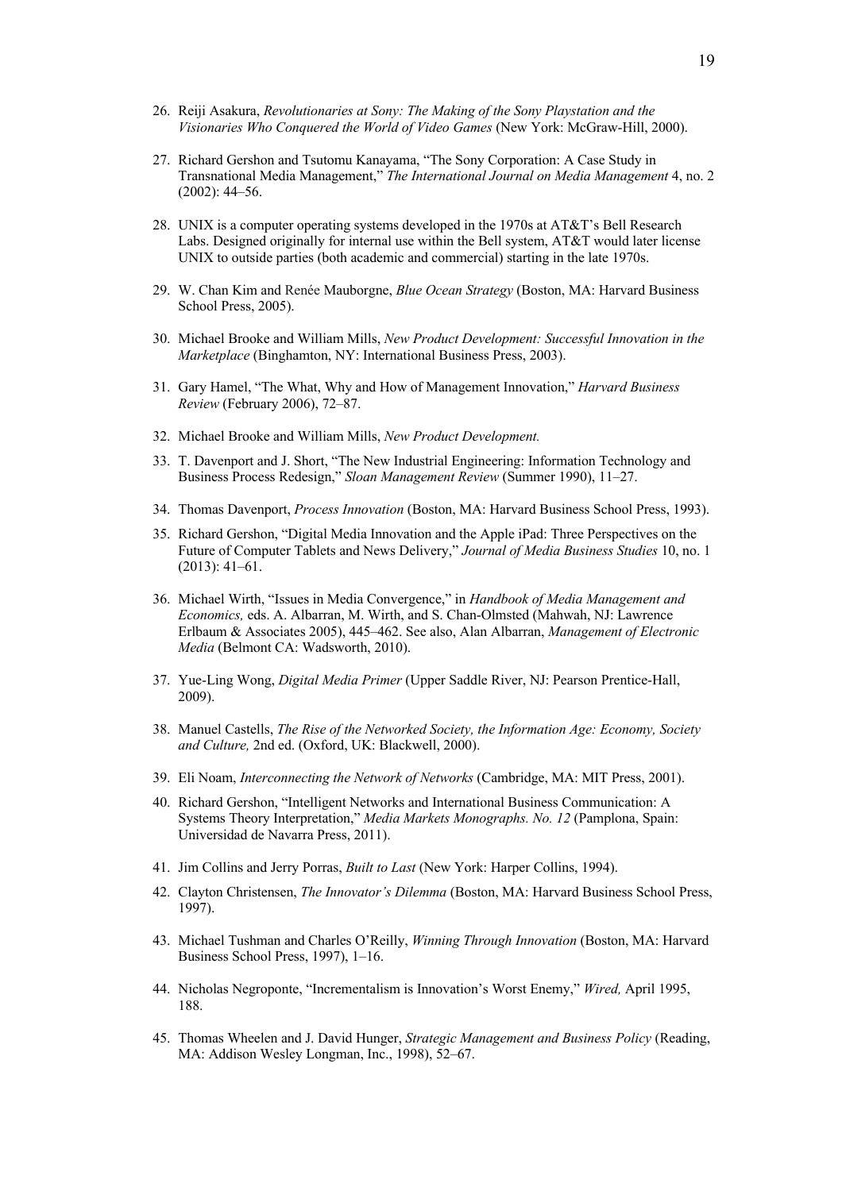26. Reiji Asakura, *Revolutionaries at Sony: The Making of the Sony Playstation and the Visionaries Who Conquered the World of Video Games* (New York: McGraw-Hill, 2000).

27. Richard Gershon and Tsutomu Kanayama, "The Sony Corporation: A Case Study in Transnational Media Management," *The International Journal on Media Management* 4, no. 2 (2002): 44–56.

28. UNIX is a computer operating systems developed in the 1970s at AT&T's Bell Research Labs. Designed originally for internal use within the Bell system, AT&T would later license UNIX to outside parties (both academic and commercial) starting in the late 1970s.

29. W. Chan Kim and Renée Mauborgne, *Blue Ocean Strategy* (Boston, MA: Harvard Business School Press, 2005).

30. Michael Brooke and William Mills, *New Product Development: Successful Innovation in the Marketplace* (Binghamton, NY: International Business Press, 2003).

31. Gary Hamel, "The What, Why and How of Management Innovation," *Harvard Business Review* (February 2006), 72–87.

32. Michael Brooke and William Mills, *New Product Development.*

33. T. Davenport and J. Short, "The New Industrial Engineering: Information Technology and Business Process Redesign," *Sloan Management Review* (Summer 1990), 11–27.

34. Thomas Davenport, *Process Innovation* (Boston, MA: Harvard Business School Press, 1993).

35. Richard Gershon, "Digital Media Innovation and the Apple iPad: Three Perspectives on the Future of Computer Tablets and News Delivery," *Journal of Media Business Studies* 10, no. 1 (2013): 41–61.

36. Michael Wirth, "Issues in Media Convergence," in *Handbook of Media Management and Economics,* eds. A. Albarran, M. Wirth, and S. Chan-Olmsted (Mahwah, NJ: Lawrence Erlbaum & Associates 2005), 445–462. See also, Alan Albarran, *Management of Electronic Media* (Belmont CA: Wadsworth, 2010).

37. Yue-Ling Wong, *Digital Media Primer* (Upper Saddle River, NJ: Pearson Prentice-Hall, 2009).

38. Manuel Castells, *The Rise of the Networked Society, the Information Age: Economy, Society and Culture,* 2nd ed. (Oxford, UK: Blackwell, 2000).

39. Eli Noam, *Interconnecting the Network of Networks* (Cambridge, MA: MIT Press, 2001).

40. Richard Gershon, "Intelligent Networks and International Business Communication: A Systems Theory Interpretation," *Media Markets Monographs. No. 12* (Pamplona, Spain: Universidad de Navarra Press, 2011).

41. Jim Collins and Jerry Porras, *Built to Last* (New York: Harper Collins, 1994).

42. Clayton Christensen, *The Innovator's Dilemma* (Boston, MA: Harvard Business School Press, 1997).

43. Michael Tushman and Charles O'Reilly, *Winning Through Innovation* (Boston, MA: Harvard Business School Press, 1997), 1–16.

44. Nicholas Negroponte, "Incrementalism is Innovation's Worst Enemy," *Wired,* April 1995, 188.

45. Thomas Wheelen and J. David Hunger, *Strategic Management and Business Policy* (Reading, MA: Addison Wesley Longman, Inc., 1998), 52–67.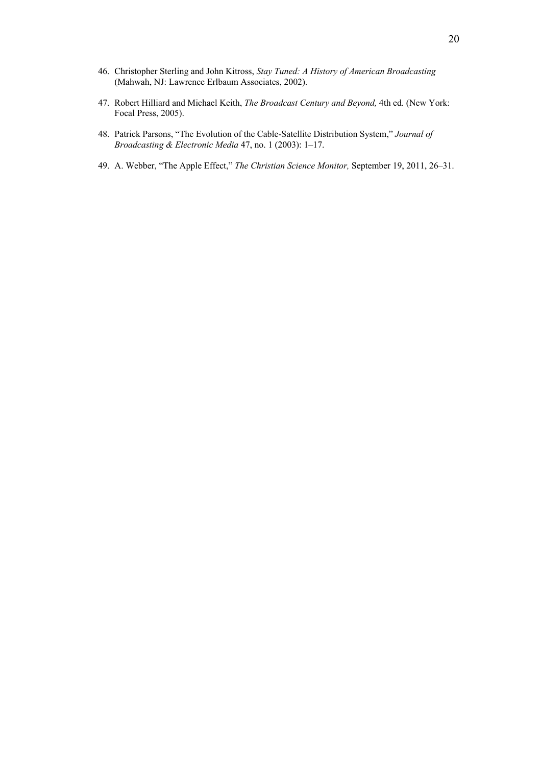46. Christopher Sterling and John Kitross, *Stay Tuned: A History of American Broadcasting* (Mahwah, NJ: Lawrence Erlbaum Associates, 2002).

47. Robert Hilliard and Michael Keith, *The Broadcast Century and Beyond,* 4th ed. (New York: Focal Press, 2005).

48. Patrick Parsons, "The Evolution of the Cable-Satellite Distribution System," *Journal of Broadcasting & Electronic Media* 47, no. 1 (2003): 1–17.

49. A. Webber, "The Apple Effect," *The Christian Science Monitor,* September 19, 2011, 26–31.